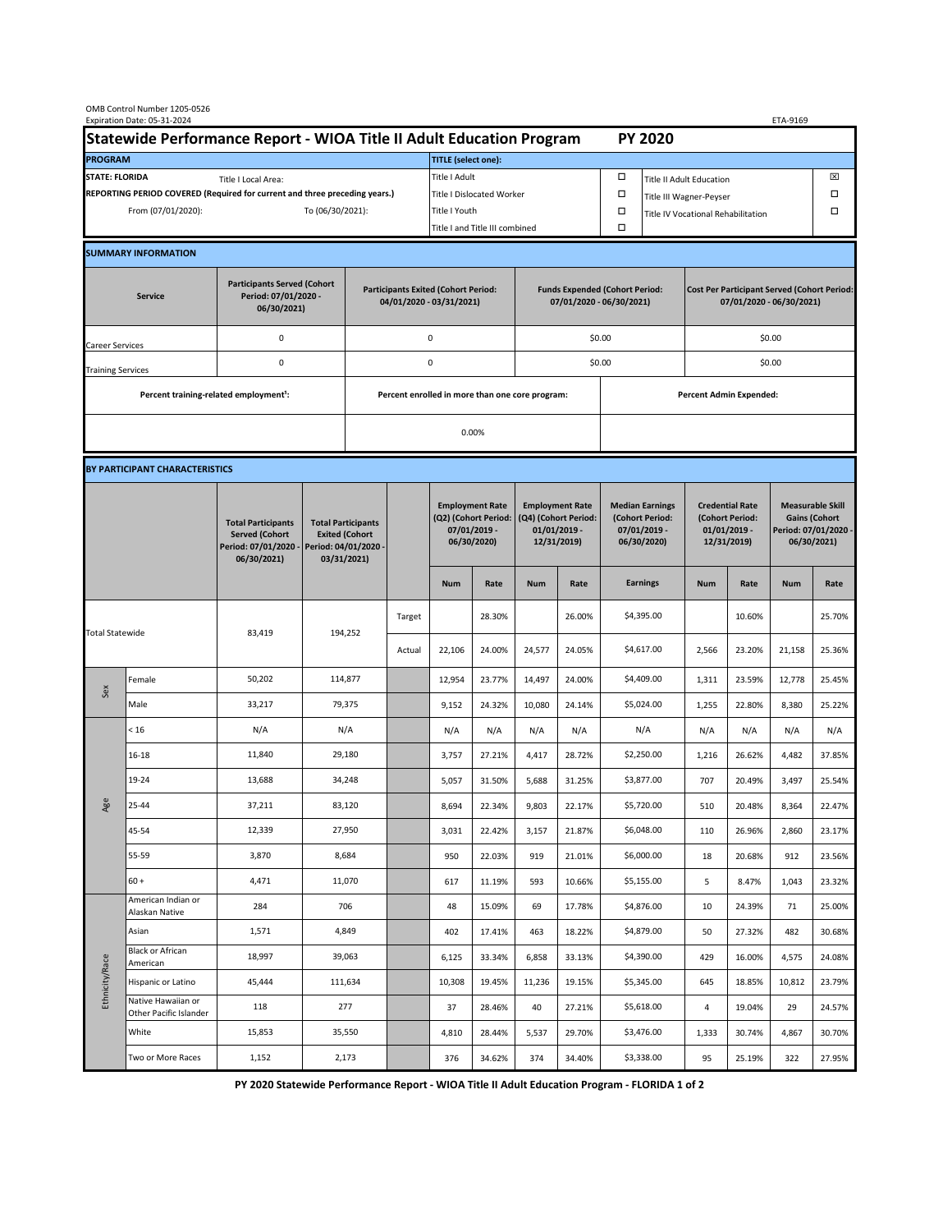OMB Control Number 1205-0526
Expiration Date: 05-31-2024

ETA-9169

# Statewide Performance Report - WIOA Title II Adult Education Program — PY 2020

| PROGRAM | | TITLE (select one): | | | |
|---|---|---|---|---|---|
| STATE: FLORIDA | Title I Local Area: | Title I Adult | ☐ | Title II Adult Education | ☒ |
| REPORTING PERIOD COVERED (Required for current and three preceding years.) | | Title I Dislocated Worker | ☐ | Title III Wagner-Peyser | ☐ |
| From (07/01/2020): | To (06/30/2021): | Title I Youth | ☐ | Title IV Vocational Rehabilitation | ☐ |
| | | Title I and Title III combined | ☐ | | |

## SUMMARY INFORMATION

| Service | Participants Served (Cohort Period: 07/01/2020 - 06/30/2021) | Participants Exited (Cohort Period: 04/01/2020 - 03/31/2021) | Funds Expended (Cohort Period: 07/01/2020 - 06/30/2021) | Cost Per Participant Served (Cohort Period: 07/01/2020 - 06/30/2021) |
|---|---|---|---|---|
| Career Services | 0 | 0 | $0.00 | $0.00 |
| Training Services | 0 | 0 | $0.00 | $0.00 |

| Percent training-related employment[1]: | Percent enrolled in more than one core program: | Percent Admin Expended: |
|---|---|---|
| | 0.00% | |

## BY PARTICIPANT CHARACTERISTICS

| | | Total Participants Served (Cohort Period: 07/01/2020 - 06/30/2021) | Total Participants Exited (Cohort Period: 04/01/2020 - 03/31/2021) | | Employment Rate (Q2) (Cohort Period: 07/01/2019 - 06/30/2020) | | Employment Rate (Q4) (Cohort Period: 01/01/2019 - 12/31/2019) | | Median Earnings (Cohort Period: 07/01/2019 - 06/30/2020) | Credential Rate (Cohort Period: 01/01/2019 - 12/31/2019) | | Measurable Skill Gains (Cohort Period: 07/01/2020 - 06/30/2021) | |
|---|---|---|---|---|---|---|---|---|---|---|---|---|---|
| | | | | | Num | Rate | Num | Rate | Earnings | Num | Rate | Num | Rate |
| Total Statewide | | 83,419 | 194,252 | Target | | 28.30% | | 26.00% | $4,395.00 | | 10.60% | | 25.70% |
| | | | | Actual | 22,106 | 24.00% | 24,577 | 24.05% | $4,617.00 | 2,566 | 23.20% | 21,158 | 25.36% |
| Sex | Female | 50,202 | 114,877 | | 12,954 | 23.77% | 14,497 | 24.00% | $4,409.00 | 1,311 | 23.59% | 12,778 | 25.45% |
| | Male | 33,217 | 79,375 | | 9,152 | 24.32% | 10,080 | 24.14% | $5,024.00 | 1,255 | 22.80% | 8,380 | 25.22% |
| Age | < 16 | N/A | N/A | | N/A | N/A | N/A | N/A | N/A | N/A | N/A | N/A | N/A |
| | 16-18 | 11,840 | 29,180 | | 3,757 | 27.21% | 4,417 | 28.72% | $2,250.00 | 1,216 | 26.62% | 4,482 | 37.85% |
| | 19-24 | 13,688 | 34,248 | | 5,057 | 31.50% | 5,688 | 31.25% | $3,877.00 | 707 | 20.49% | 3,497 | 25.54% |
| | 25-44 | 37,211 | 83,120 | | 8,694 | 22.34% | 9,803 | 22.17% | $5,720.00 | 510 | 20.48% | 8,364 | 22.47% |
| | 45-54 | 12,339 | 27,950 | | 3,031 | 22.42% | 3,157 | 21.87% | $6,048.00 | 110 | 26.96% | 2,860 | 23.17% |
| | 55-59 | 3,870 | 8,684 | | 950 | 22.03% | 919 | 21.01% | $6,000.00 | 18 | 20.68% | 912 | 23.56% |
| | 60 + | 4,471 | 11,070 | | 617 | 11.19% | 593 | 10.66% | $5,155.00 | 5 | 8.47% | 1,043 | 23.32% |
| Ethnicity/Race | American Indian or Alaskan Native | 284 | 706 | | 48 | 15.09% | 69 | 17.78% | $4,876.00 | 10 | 24.39% | 71 | 25.00% |
| | Asian | 1,571 | 4,849 | | 402 | 17.41% | 463 | 18.22% | $4,879.00 | 50 | 27.32% | 482 | 30.68% |
| | Black or African American | 18,997 | 39,063 | | 6,125 | 33.34% | 6,858 | 33.13% | $4,390.00 | 429 | 16.00% | 4,575 | 24.08% |
| | Hispanic or Latino | 45,444 | 111,634 | | 10,308 | 19.45% | 11,236 | 19.15% | $5,345.00 | 645 | 18.85% | 10,812 | 23.79% |
| | Native Hawaiian or Other Pacific Islander | 118 | 277 | | 37 | 28.46% | 40 | 27.21% | $5,618.00 | 4 | 19.04% | 29 | 24.57% |
| | White | 15,853 | 35,550 | | 4,810 | 28.44% | 5,537 | 29.70% | $3,476.00 | 1,333 | 30.74% | 4,867 | 30.70% |
| | Two or More Races | 1,152 | 2,173 | | 376 | 34.62% | 374 | 34.40% | $3,338.00 | 95 | 25.19% | 322 | 27.95% |

PY 2020 Statewide Performance Report - WIOA Title II Adult Education Program - FLORIDA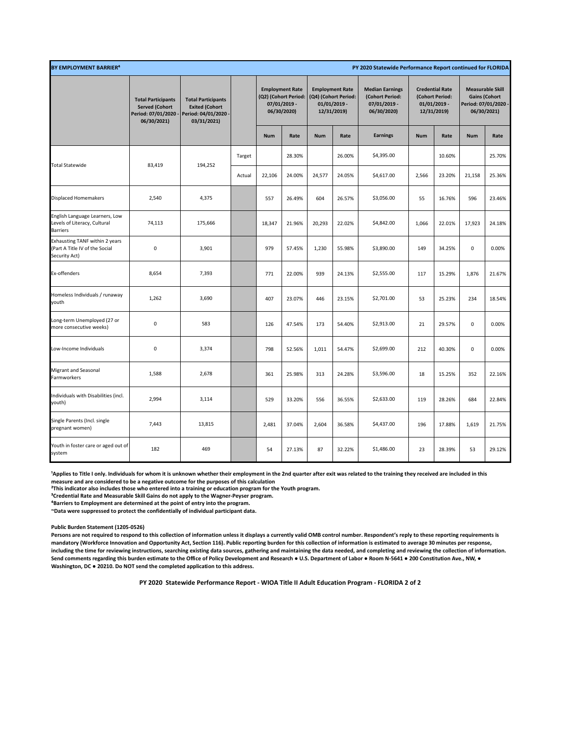| BY EMPLOYMENT BARRIER[4] | | | | | | | | | | | | |
|---|---|---|---|---|---|---|---|---|---|---|---|---|
| | Total Participants Served (Cohort Period: 07/01/2020 - 06/30/2021) | Total Participants Exited (Cohort Period: 04/01/2020 - 03/31/2021) | | Employment Rate (Q2) (Cohort Period: 07/01/2019 - 06/30/2020) | | Employment Rate (Q4) (Cohort Period: 01/01/2019 - 12/31/2019) | | Median Earnings (Cohort Period: 07/01/2019 - 06/30/2020) | Credential Rate (Cohort Period: 01/01/2019 - 12/31/2019) | | Measurable Skill Gains (Cohort Period: 07/01/2020 - 06/30/2021) | |
| | | | | Num | Rate | Num | Rate | Earnings | Num | Rate | Num | Rate |
| Total Statewide | 83,419 | 194,252 | Target | | 28.30% | | 26.00% | $4,395.00 | | 10.60% | | 25.70% |
| | | | Actual | 22,106 | 24.00% | 24,577 | 24.05% | $4,617.00 | 2,566 | 23.20% | 21,158 | 25.36% |
| Displaced Homemakers | 2,540 | 4,375 | | 557 | 26.49% | 604 | 26.57% | $3,056.00 | 55 | 16.76% | 596 | 23.46% |
| English Language Learners, Low Levels of Literacy, Cultural Barriers | 74,113 | 175,666 | | 18,347 | 21.96% | 20,293 | 22.02% | $4,842.00 | 1,066 | 22.01% | 17,923 | 24.18% |
| Exhausting TANF within 2 years (Part A Title IV of the Social Security Act) | 0 | 3,901 | | 979 | 57.45% | 1,230 | 55.98% | $3,890.00 | 149 | 34.25% | 0 | 0.00% |
| Ex-offenders | 8,654 | 7,393 | | 771 | 22.00% | 939 | 24.13% | $2,555.00 | 117 | 15.29% | 1,876 | 21.67% |
| Homeless Individuals / runaway youth | 1,262 | 3,690 | | 407 | 23.07% | 446 | 23.15% | $2,701.00 | 53 | 25.23% | 234 | 18.54% |
| Long-term Unemployed (27 or more consecutive weeks) | 0 | 583 | | 126 | 47.54% | 173 | 54.40% | $2,913.00 | 21 | 29.57% | 0 | 0.00% |
| Low-Income Individuals | 0 | 3,374 | | 798 | 52.56% | 1,011 | 54.47% | $2,699.00 | 212 | 40.30% | 0 | 0.00% |
| Migrant and Seasonal Farmworkers | 1,588 | 2,678 | | 361 | 25.98% | 313 | 24.28% | $3,596.00 | 18 | 15.25% | 352 | 22.16% |
| Individuals with Disabilities (incl. youth) | 2,994 | 3,114 | | 529 | 33.20% | 556 | 36.55% | $2,633.00 | 119 | 28.26% | 684 | 22.84% |
| Single Parents (Incl. single pregnant women) | 7,443 | 13,815 | | 2,481 | 37.04% | 2,604 | 36.58% | $4,437.00 | 196 | 17.88% | 1,619 | 21.75% |
| Youth in foster care or aged out of system | 182 | 469 | | 54 | 27.13% | 87 | 32.22% | $1,486.00 | 23 | 28.39% | 53 | 29.12% |

**[1]Applies to Title I only. Individuals for whom it is unknown whether their employment in the 2nd quarter after exit was related to the training they received are included in this measure and are considered to be a negative outcome for the purposes of this calculation**

**[2]This indicator also includes those who entered into a training or education program for the Youth program.**

**[3]Credential Rate and Measurable Skill Gains do not apply to the Wagner-Peyser program.**

**[4]Barriers to Employment are determined at the point of entry into the program.**

**~Data were suppressed to protect the confidentially of individual participant data.**

**Public Burden Statement (1205-0526)**

**Persons are not required to respond to this collection of information unless it displays a currently valid OMB control number. Respondent's reply to these reporting requirements is mandatory (Workforce Innovation and Opportunity Act, Section 116). Public reporting burden for this collection of information is estimated to average 30 minutes per response, including the time for reviewing instructions, searching existing data sources, gathering and maintaining the data needed, and completing and reviewing the collection of information. Send comments regarding this burden estimate to the Office of Policy Development and Research ● U.S. Department of Labor ● Room N-5641 ● 200 Constitution Ave., NW, ● Washington, DC ● 20210. Do NOT send the completed application to this address.**